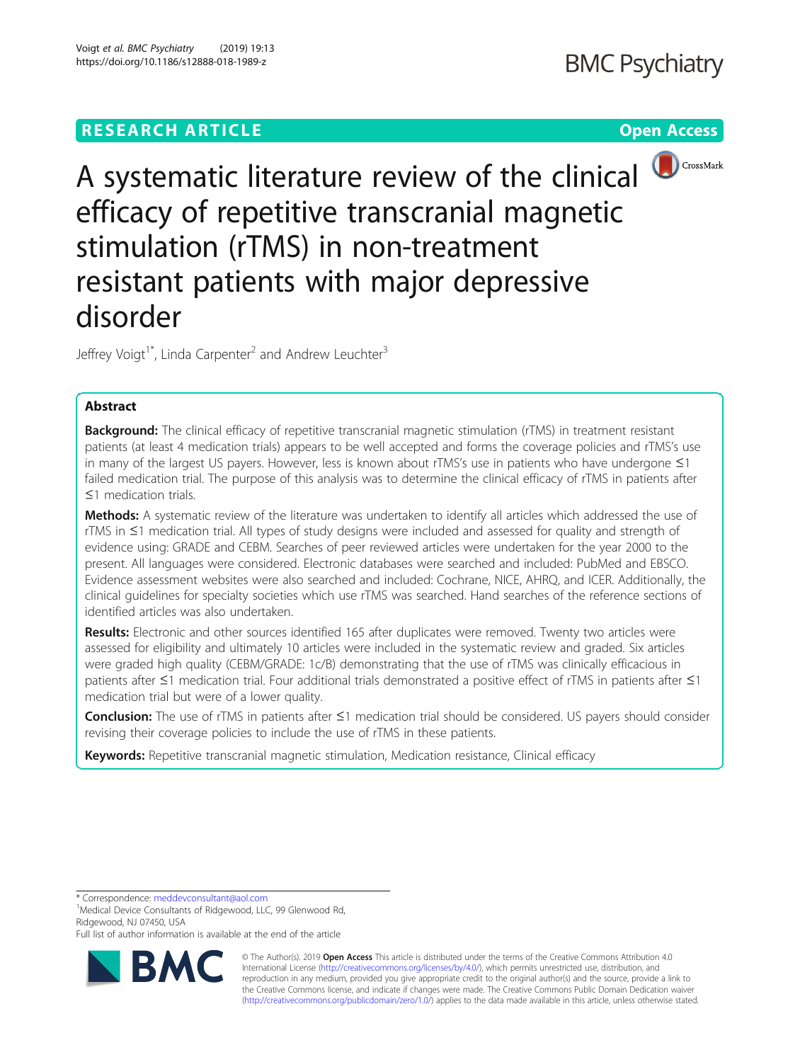RESEARCH ARTICLE

Open Access

# A systematic literature review of the clinical efficacy of repetitive transcranial magnetic stimulation (rTMS) in non-treatment resistant patients with major depressive disorder

Jeffrey Voigt[1*], Linda Carpenter[2] and Andrew Leuchter[3]

## Abstract

**Background:** The clinical efficacy of repetitive transcranial magnetic stimulation (rTMS) in treatment resistant patients (at least 4 medication trials) appears to be well accepted and forms the coverage policies and rTMS's use in many of the largest US payers. However, less is known about rTMS's use in patients who have undergone ≤1 failed medication trial. The purpose of this analysis was to determine the clinical efficacy of rTMS in patients after ≤1 medication trials.

**Methods:** A systematic review of the literature was undertaken to identify all articles which addressed the use of rTMS in ≤1 medication trial. All types of study designs were included and assessed for quality and strength of evidence using: GRADE and CEBM. Searches of peer reviewed articles were undertaken for the year 2000 to the present. All languages were considered. Electronic databases were searched and included: PubMed and EBSCO. Evidence assessment websites were also searched and included: Cochrane, NICE, AHRQ, and ICER. Additionally, the clinical guidelines for specialty societies which use rTMS was searched. Hand searches of the reference sections of identified articles was also undertaken.

**Results:** Electronic and other sources identified 165 after duplicates were removed. Twenty two articles were assessed for eligibility and ultimately 10 articles were included in the systematic review and graded. Six articles were graded high quality (CEBM/GRADE: 1c/B) demonstrating that the use of rTMS was clinically efficacious in patients after ≤1 medication trial. Four additional trials demonstrated a positive effect of rTMS in patients after ≤1 medication trial but were of a lower quality.

**Conclusion:** The use of rTMS in patients after ≤1 medication trial should be considered. US payers should consider revising their coverage policies to include the use of rTMS in these patients.

**Keywords:** Repetitive transcranial magnetic stimulation, Medication resistance, Clinical efficacy

\* Correspondence: meddevconsultant@aol.com
[1]Medical Device Consultants of Ridgewood, LLC, 99 Glenwood Rd, Ridgewood, NJ 07450, USA
Full list of author information is available at the end of the article

© The Author(s). 2019 **Open Access** This article is distributed under the terms of the Creative Commons Attribution 4.0 International License (http://creativecommons.org/licenses/by/4.0/), which permits unrestricted use, distribution, and reproduction in any medium, provided you give appropriate credit to the original author(s) and the source, provide a link to the Creative Commons license, and indicate if changes were made. The Creative Commons Public Domain Dedication waiver (http://creativecommons.org/publicdomain/zero/1.0/) applies to the data made available in this article, unless otherwise stated.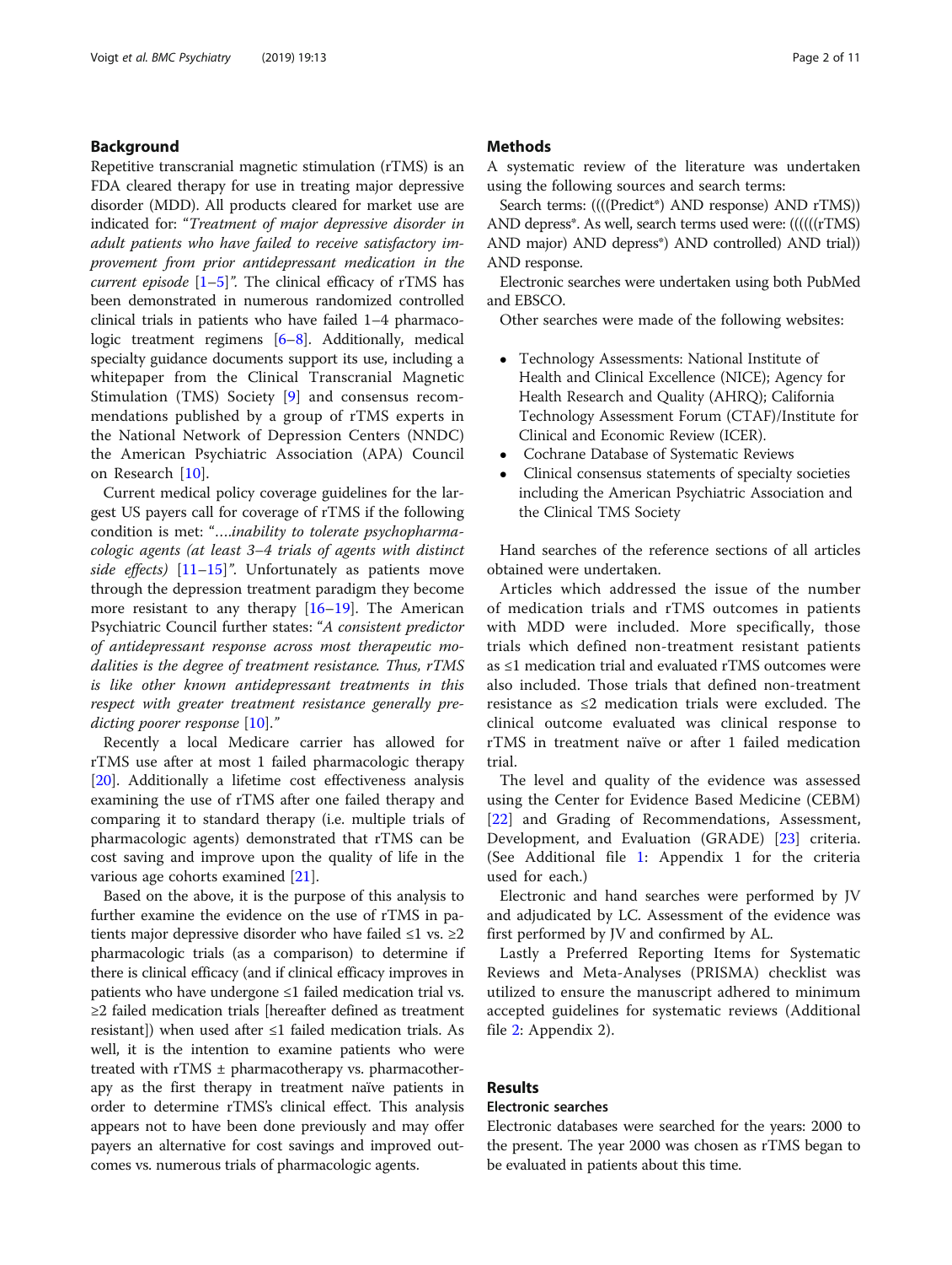## Background

Repetitive transcranial magnetic stimulation (rTMS) is an FDA cleared therapy for use in treating major depressive disorder (MDD). All products cleared for market use are indicated for: "*Treatment of major depressive disorder in adult patients who have failed to receive satisfactory improvement from prior antidepressant medication in the current episode* [1–5]". The clinical efficacy of rTMS has been demonstrated in numerous randomized controlled clinical trials in patients who have failed 1–4 pharmacologic treatment regimens [6–8]. Additionally, medical specialty guidance documents support its use, including a whitepaper from the Clinical Transcranial Magnetic Stimulation (TMS) Society [9] and consensus recommendations published by a group of rTMS experts in the National Network of Depression Centers (NNDC) the American Psychiatric Association (APA) Council on Research [10].

Current medical policy coverage guidelines for the largest US payers call for coverage of rTMS if the following condition is met: "*….inability to tolerate psychopharmacologic agents (at least 3–4 trials of agents with distinct side effects)* [11–15]". Unfortunately as patients move through the depression treatment paradigm they become more resistant to any therapy [16–19]. The American Psychiatric Council further states: "*A consistent predictor of antidepressant response across most therapeutic modalities is the degree of treatment resistance. Thus, rTMS is like other known antidepressant treatments in this respect with greater treatment resistance generally predicting poorer response* [10]."

Recently a local Medicare carrier has allowed for rTMS use after at most 1 failed pharmacologic therapy [20]. Additionally a lifetime cost effectiveness analysis examining the use of rTMS after one failed therapy and comparing it to standard therapy (i.e. multiple trials of pharmacologic agents) demonstrated that rTMS can be cost saving and improve upon the quality of life in the various age cohorts examined [21].

Based on the above, it is the purpose of this analysis to further examine the evidence on the use of rTMS in patients major depressive disorder who have failed ≤1 vs. ≥2 pharmacologic trials (as a comparison) to determine if there is clinical efficacy (and if clinical efficacy improves in patients who have undergone ≤1 failed medication trial vs. ≥2 failed medication trials [hereafter defined as treatment resistant]) when used after ≤1 failed medication trials. As well, it is the intention to examine patients who were treated with rTMS ± pharmacotherapy vs. pharmacotherapy as the first therapy in treatment naïve patients in order to determine rTMS's clinical effect. This analysis appears not to have been done previously and may offer payers an alternative for cost savings and improved outcomes vs. numerous trials of pharmacologic agents.

## Methods

A systematic review of the literature was undertaken using the following sources and search terms:

Search terms: ((((Predict*) AND response) AND rTMS)) AND depress*. As well, search terms used were: ((((((rTMS) AND major) AND depress*) AND controlled) AND trial)) AND response.

Electronic searches were undertaken using both PubMed and EBSCO.

Other searches were made of the following websites:

- Technology Assessments: National Institute of Health and Clinical Excellence (NICE); Agency for Health Research and Quality (AHRQ); California Technology Assessment Forum (CTAF)/Institute for Clinical and Economic Review (ICER).
- Cochrane Database of Systematic Reviews
- Clinical consensus statements of specialty societies including the American Psychiatric Association and the Clinical TMS Society

Hand searches of the reference sections of all articles obtained were undertaken.

Articles which addressed the issue of the number of medication trials and rTMS outcomes in patients with MDD were included. More specifically, those trials which defined non-treatment resistant patients as ≤1 medication trial and evaluated rTMS outcomes were also included. Those trials that defined non-treatment resistance as ≤2 medication trials were excluded. The clinical outcome evaluated was clinical response to rTMS in treatment naïve or after 1 failed medication trial.

The level and quality of the evidence was assessed using the Center for Evidence Based Medicine (CEBM) [22] and Grading of Recommendations, Assessment, Development, and Evaluation (GRADE) [23] criteria. (See Additional file 1: Appendix 1 for the criteria used for each.)

Electronic and hand searches were performed by JV and adjudicated by LC. Assessment of the evidence was first performed by JV and confirmed by AL.

Lastly a Preferred Reporting Items for Systematic Reviews and Meta-Analyses (PRISMA) checklist was utilized to ensure the manuscript adhered to minimum accepted guidelines for systematic reviews (Additional file 2: Appendix 2).

## Results

### Electronic searches

Electronic databases were searched for the years: 2000 to the present. The year 2000 was chosen as rTMS began to be evaluated in patients about this time.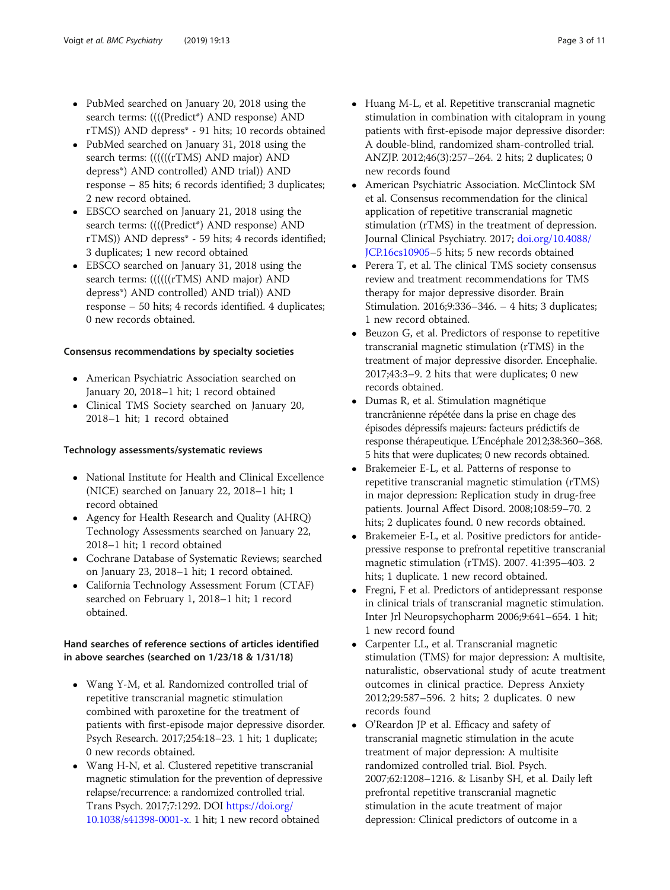- PubMed searched on January 20, 2018 using the search terms: ((((Predict*) AND response) AND rTMS)) AND depress* - 91 hits; 10 records obtained
- PubMed searched on January 31, 2018 using the search terms: ((((((rTMS) AND major) AND depress*) AND controlled) AND trial)) AND response – 85 hits; 6 records identified; 3 duplicates; 2 new record obtained.
- EBSCO searched on January 21, 2018 using the search terms: ((((Predict*) AND response) AND rTMS)) AND depress* - 59 hits; 4 records identified; 3 duplicates; 1 new record obtained.
- EBSCO searched on January 31, 2018 using the search terms: ((((((rTMS) AND major) AND depress*) AND controlled) AND trial)) AND response – 50 hits; 4 records identified. 4 duplicates; 0 new records obtained.

#### Consensus recommendations by specialty societies

- American Psychiatric Association searched on January 20, 2018–1 hit; 1 record obtained
- Clinical TMS Society searched on January 20, 2018–1 hit; 1 record obtained

#### Technology assessments/systematic reviews

- National Institute for Health and Clinical Excellence (NICE) searched on January 22, 2018–1 hit; 1 record obtained
- Agency for Health Research and Quality (AHRQ) Technology Assessments searched on January 22, 2018–1 hit; 1 record obtained
- Cochrane Database of Systematic Reviews; searched on January 23, 2018–1 hit; 1 record obtained.
- California Technology Assessment Forum (CTAF) searched on February 1, 2018–1 hit; 1 record obtained.

#### Hand searches of reference sections of articles identified in above searches (searched on 1/23/18 & 1/31/18)

- Wang Y-M, et al. Randomized controlled trial of repetitive transcranial magnetic stimulation combined with paroxetine for the treatment of patients with first-episode major depressive disorder. Psych Research. 2017;254:18–23. 1 hit; 1 duplicate; 0 new records obtained.
- Wang H-N, et al. Clustered repetitive transcranial magnetic stimulation for the prevention of depressive relapse/recurrence: a randomized controlled trial. Trans Psych. 2017;7:1292. DOI https://doi.org/10.1038/s41398-0001-x. 1 hit; 1 new record obtained
- Huang M-L, et al. Repetitive transcranial magnetic stimulation in combination with citalopram in young patients with first-episode major depressive disorder: A double-blind, randomized sham-controlled trial. ANZJP. 2012;46(3):257–264. 2 hits; 2 duplicates; 0 new records found
- American Psychiatric Association. McClintock SM et al. Consensus recommendation for the clinical application of repetitive transcranial magnetic stimulation (rTMS) in the treatment of depression. Journal Clinical Psychiatry. 2017; doi.org/10.4088/JCP.16cs10905–5 hits; 5 new records obtained
- Perera T, et al. The clinical TMS society consensus review and treatment recommendations for TMS therapy for major depressive disorder. Brain Stimulation. 2016;9:336–346. – 4 hits; 3 duplicates; 1 new record obtained.
- Beuzon G, et al. Predictors of response to repetitive transcranial magnetic stimulation (rTMS) in the treatment of major depressive disorder. Encephalie. 2017;43:3–9. 2 hits that were duplicates; 0 new records obtained.
- Dumas R, et al. Stimulation magnétique trancrânienne répétée dans la prise en chage des épisodes dépressifs majeurs: facteurs prédictifs de response thérapeutique. L'Encéphale 2012;38:360–368. 5 hits that were duplicates; 0 new records obtained.
- Brakemeier E-L, et al. Patterns of response to repetitive transcranial magnetic stimulation (rTMS) in major depression: Replication study in drug-free patients. Journal Affect Disord. 2008;108:59–70. 2 hits; 2 duplicates found. 0 new records obtained.
- Brakemeier E-L, et al. Positive predictors for antidepressive response to prefrontal repetitive transcranial magnetic stimulation (rTMS). 2007. 41:395–403. 2 hits; 1 duplicate. 1 new record obtained.
- Fregni, F et al. Predictors of antidepressant response in clinical trials of transcranial magnetic stimulation. Inter Jrl Neuropsychopharm 2006;9:641–654. 1 hit; 1 new record found
- Carpenter LL, et al. Transcranial magnetic stimulation (TMS) for major depression: A multisite, naturalistic, observational study of acute treatment outcomes in clinical practice. Depress Anxiety 2012;29:587–596. 2 hits; 2 duplicates. 0 new records found
- O'Reardon JP et al. Efficacy and safety of transcranial magnetic stimulation in the acute treatment of major depression: A multisite randomized controlled trial. Biol. Psych. 2007;62:1208–1216. & Lisanby SH, et al. Daily left prefrontal repetitive transcranial magnetic stimulation in the acute treatment of major depression: Clinical predictors of outcome in a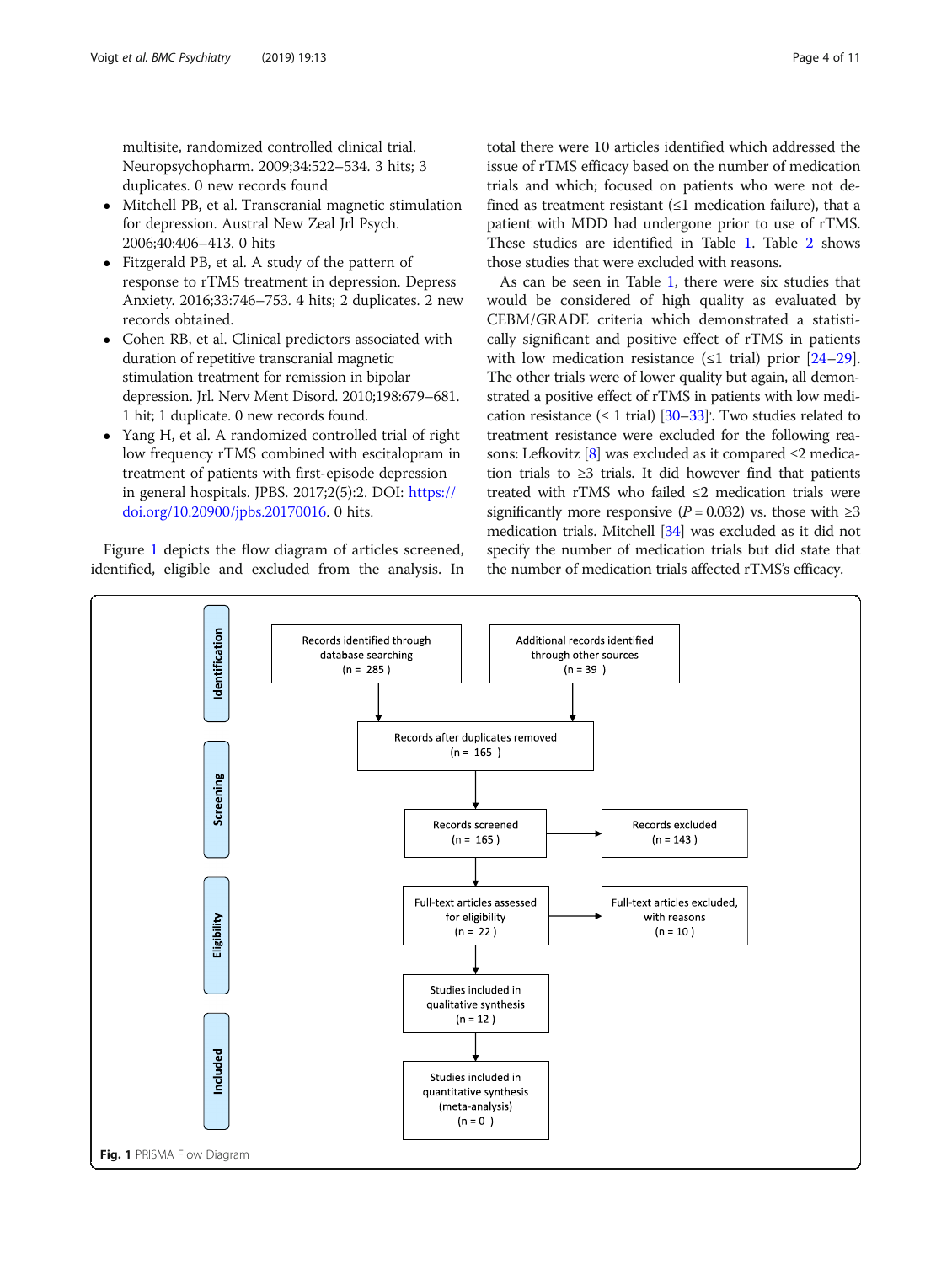multisite, randomized controlled clinical trial. Neuropsychopharm. 2009;34:522–534. 3 hits; 3 duplicates. 0 new records found

- Mitchell PB, et al. Transcranial magnetic stimulation for depression. Austral New Zeal Jrl Psych. 2006;40:406–413. 0 hits
- Fitzgerald PB, et al. A study of the pattern of response to rTMS treatment in depression. Depress Anxiety. 2016;33:746–753. 4 hits; 2 duplicates. 2 new records obtained.
- Cohen RB, et al. Clinical predictors associated with duration of repetitive transcranial magnetic stimulation treatment for remission in bipolar depression. Jrl. Nerv Ment Disord. 2010;198:679–681. 1 hit; 1 duplicate. 0 new records found.
- Yang H, et al. A randomized controlled trial of right low frequency rTMS combined with escitalopram in treatment of patients with first-episode depression in general hospitals. JPBS. 2017;2(5):2. DOI: https://doi.org/10.20900/jpbs.20170016. 0 hits.

Figure 1 depicts the flow diagram of articles screened, identified, eligible and excluded from the analysis. In total there were 10 articles identified which addressed the issue of rTMS efficacy based on the number of medication trials and which; focused on patients who were not defined as treatment resistant (≤1 medication failure), that a patient with MDD had undergone prior to use of rTMS. These studies are identified in Table 1. Table 2 shows those studies that were excluded with reasons.

As can be seen in Table 1, there were six studies that would be considered of high quality as evaluated by CEBM/GRADE criteria which demonstrated a statistically significant and positive effect of rTMS in patients with low medication resistance (≤1 trial) prior [24–29]. The other trials were of lower quality but again, all demonstrated a positive effect of rTMS in patients with low medication resistance (≤ 1 trial) [30–33]. Two studies related to treatment resistance were excluded for the following reasons: Lefkovitz [8] was excluded as it compared ≤2 medication trials to ≥3 trials. It did however find that patients treated with rTMS who failed ≤2 medication trials were significantly more responsive ($P = 0.032$) vs. those with ≥3 medication trials. Mitchell [34] was excluded as it did not specify the number of medication trials but did state that the number of medication trials affected rTMS's efficacy.

| Stage | | | |
|---|---|---|---|
| Identification | Records identified through database searching (n = 285) | Additional records identified through other sources (n = 39) | |
| | Records after duplicates removed (n = 165) | | |
| Screening | Records screened (n = 165) | → | Records excluded (n = 143) |
| Eligibility | Full-text articles assessed for eligibility (n = 22) | → | Full-text articles excluded, with reasons (n = 10) |
| | Studies included in qualitative synthesis (n = 12) | | |
| Included | Studies included in quantitative synthesis (meta-analysis) (n = 0) | | |

**Fig. 1** PRISMA Flow Diagram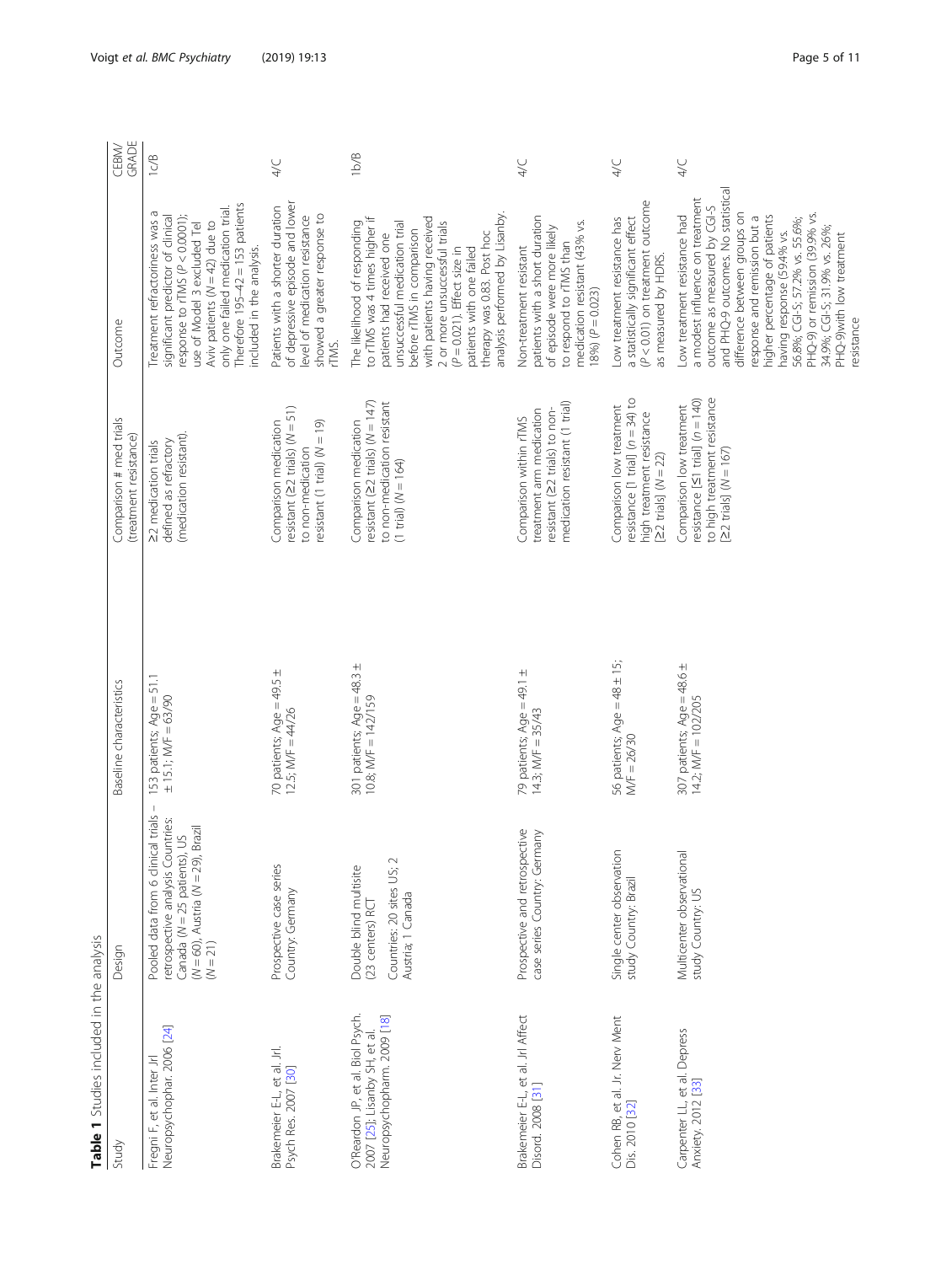**Table 1** Studies included in the analysis

| Study | Design | Baseline characteristics | Comparison # med trials (treatment resistance) | Outcome | CEBM/GRADE |
|---|---|---|---|---|---|
| Fregni F, et al. Inter Jrl Neuropsychophar. 2006 [24] | Pooled data from 6 clinical trials – retrospective analysis Countries: Canada (N = 25 patients), US (N = 60), Austria (N = 29), Brazil (N = 21) | 153 patients; Age = 51.1 ± 15.1; M/F = 63/90 | ≥2 medication trials defined as refractory (medication resistant). | Treatment refractoriness was a significant predictor of clinical response to rTMS (P < 0.0001); use of Model 3 excluded Tel Aviv patients (N = 42) due to only one failed medication trial. Therefore 195–42 = 153 patients included in the analysis. | 1c/B |
| Brakemeier E-L, et al. Jrl. Psych Res. 2007 [30] | Prospective case series Country: Germany | 70 patients; Age = 49.5 ± 12.5; M/F = 44/26 | Comparison medication resistant (≥2 trials) (N = 51) to non-medication resistant (1 trial) (N = 19) | Patients with a shorter duration of depressive episode and lower level of medication resistance showed a greater response to rTMS. | 4/C |
| O'Reardon JP, et al. Biol Psych. 2007 [25]; Lisanby SH, et al. Neuropsychopharm. 2009 [18] | Double blind multisite (23 centers) RCT Countries: 20 sites US; 2 Austria; 1 Canada | 301 patients; Age = 48.3 ± 10.8; M/F = 142/159 | Comparison medication resistant (≥2 trials) (N = 147) to non-medication resistant (1 trial) (N = 164) | The likelihood of responding to rTMS was 4 times higher if patients had received one unsuccessful medication trial before rTMS in comparison with patients having received 2 or more unsuccessful trials (P = 0.021). Effect size in patients with one failed therapy was 0.83. Post hoc analysis performed by Lisanby. | 1b/B |
| Brakemeier E-L, et al. Jrl Affect Disord. 2008 [31] | Prospective and retrospective case series Country: Germany | 79 patients; Age = 49.1 ± 14.3; M/F = 35/43 | Comparison within rTMS treatment arm medication resistant (≥2 trials) to non-medication resistant (1 trial) | Non-treatment resistant patients with a short duration of episode were more likely to respond to rTMS than medication resistant (43% vs. 18%) (P = 0.023) | 4/C |
| Cohen RB, et al. Jr. Nerv Ment Dis. 2010 [32] | Single center observation study Country: Brazil | 56 patients; Age = 48 ± 15; M/F = 26/30 | Comparison low treatment resistance [1 trial] (n = 34) to high treatment resistance [≥2 trials] (N = 22) | Low treatment resistance has a statistically significant effect (P < 0.01) on treatment outcome as measured by HDRS. | 4/C |
| Carpenter LL, et al. Depress Anxiety. 2012 [33] | Multicenter observational study Country: US | 307 patients; Age = 48.6 ± 14.2; M/F = 102/205 | Comparison low treatment resistance [≤1 trial] (n = 140) to high treatment resistance [≥2 trials] (N = 167) | Low treatment resistance had a modest influence on treatment outcome as measured by CGI-S and PHQ-9 outcomes. No statistical difference between groups on response and remission but a higher percentage of patients having response (59.4% vs. 56.8%; CGI-S; 57.2% vs. 55.6%; PHQ-9) or remission (39.9% vs. 34.9%; CGI-S; 31.9% vs. 26%; PHQ-9)with low treatment resistance | 4/C |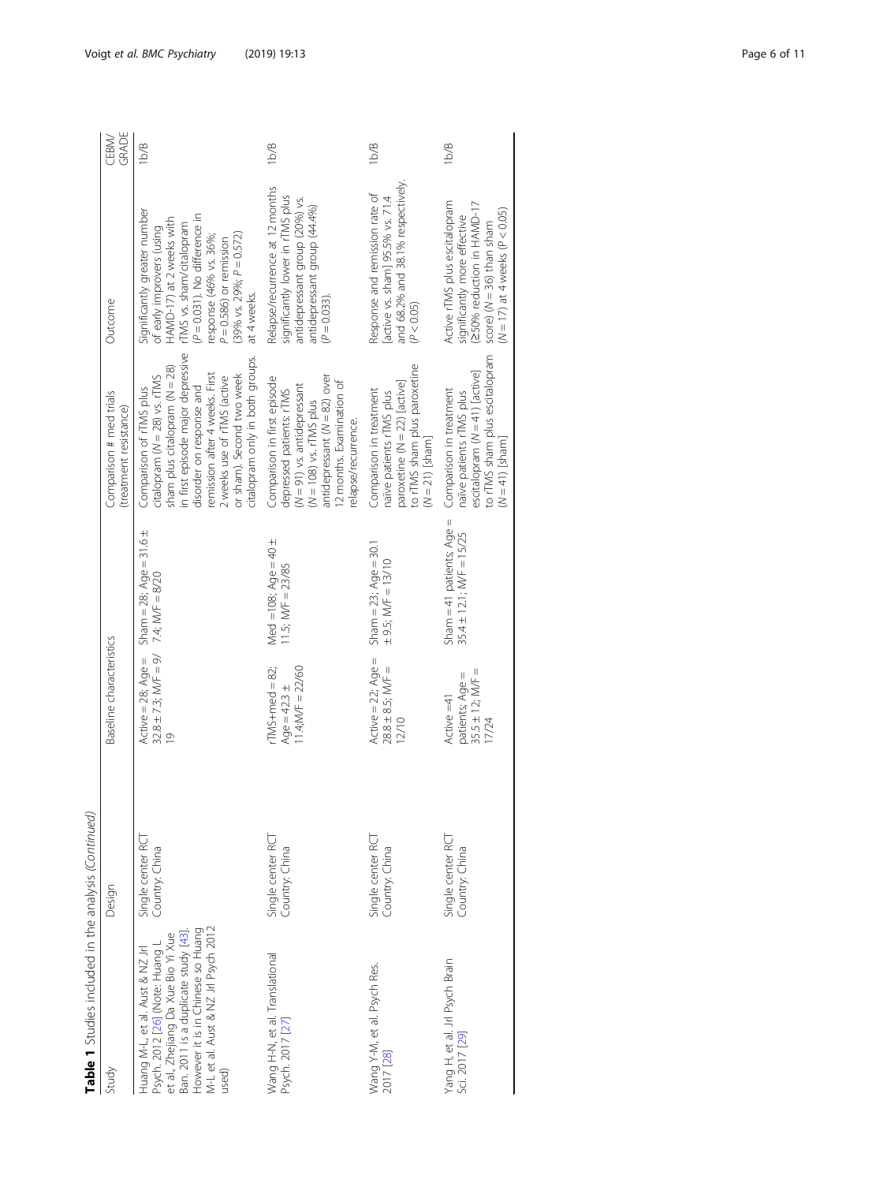**Table 1** Studies included in the analysis *(Continued)*

| Study | Design | Baseline characteristics | | Comparison # med trials (treatment resistance) | Outcome | CEBM/ GRADE |
|---|---|---|---|---|---|---|
| Huang M-L, et al. Aust & NZ Jrl Psych. 2012 [26] (Note: Huang L et al, Zhejiang Da Xue Bio Yi Xue Ban. 2011 is a duplicate study [43]. However it is in Chinese so Huang M-L et al. Aust & NZ Jrl Psych 2012 used) | Single center RCT Country: China | Active = 28; Age = 32.8 ± 7.3; M/F = 9/ 19 | Sham = 28; Age = 31.6 ± 7.4; M/F = 8/20 | Comparison of rTMS plus citalopram (N = 28) vs. rTMS sham plus citalopram (N = 28) in first episode major depressive disorder on response and remission after 4 weeks. First 2 weeks use of rTMS (active or sham). Second two week citalopram only in both groups. | Significantly greater number of early improvers (using HAMD-17) at 2 weeks with rTMS vs. sham/citalopram (P = 0.031). No difference in response (46% vs. 36%; P = 0.586) or remission (39% vs. 29%; P = 0.572) at 4 weeks. | 1b/B |
| Wang H-N, et al. Translational Psych. 2017 [27] | Single center RCT Country: China | rTMS+med = 82; Age = 42.3 ± 11.4;M/F = 22/60 | Med =108; Age = 40 ± 11.5; M/F = 23/85 | Comparison in first episode depressed patients: rTMS (N = 91) vs. antidepressant (N = 108) vs. rTMS plus antidepressant (N = 82) over 12 months. Examination of relapse/recurrence. | Relapse/recurrence at 12 months significantly lower in rTMS plus antidepressant group (20%) vs. antidepressant group (44.4%) (P = 0.033). | 1b/B |
| Wang Y-M, et al. Psych Res. 2017 [28] | Single center RCT Country: China | Active = 22; Age = 28.8 ± 8.5; M/F = 12/10 | Sham = 23; Age = 30.1 ± 9.5; M/F = 13/10 | Comparison in treatment naïve patients rTMS plus paroxetine (N = 22) [active] to rTMS sham plus paroxetine (N = 21) [sham] | Response and remission rate of [active vs. sham] 95.5% vs. 71.4 and 68.2% and 38.1% respectively. (P < 0.05) | 1b/B |
| Yang H, et al. Jrl Psych Brain Sci. 2017 [29] | Single center RCT Country: China | Active =41 patients; Age = 35.5 ± 12; M/F = 17/24 | Sham = 41 patients; Age = 35.4 ± 12.1; M/F = 15/25 | Comparison in treatment naïve patients rTMS plus escitalopram (N = 41) [active] to rTMS sham plus escitalopram (N = 41) [sham] | Active rTMS plus escitalopram significantly more effective (≥50% reduction in HAMD-17 score) (N = 36) than sham (N = 17) at 4 weeks (P < 0.05) | 1b/B |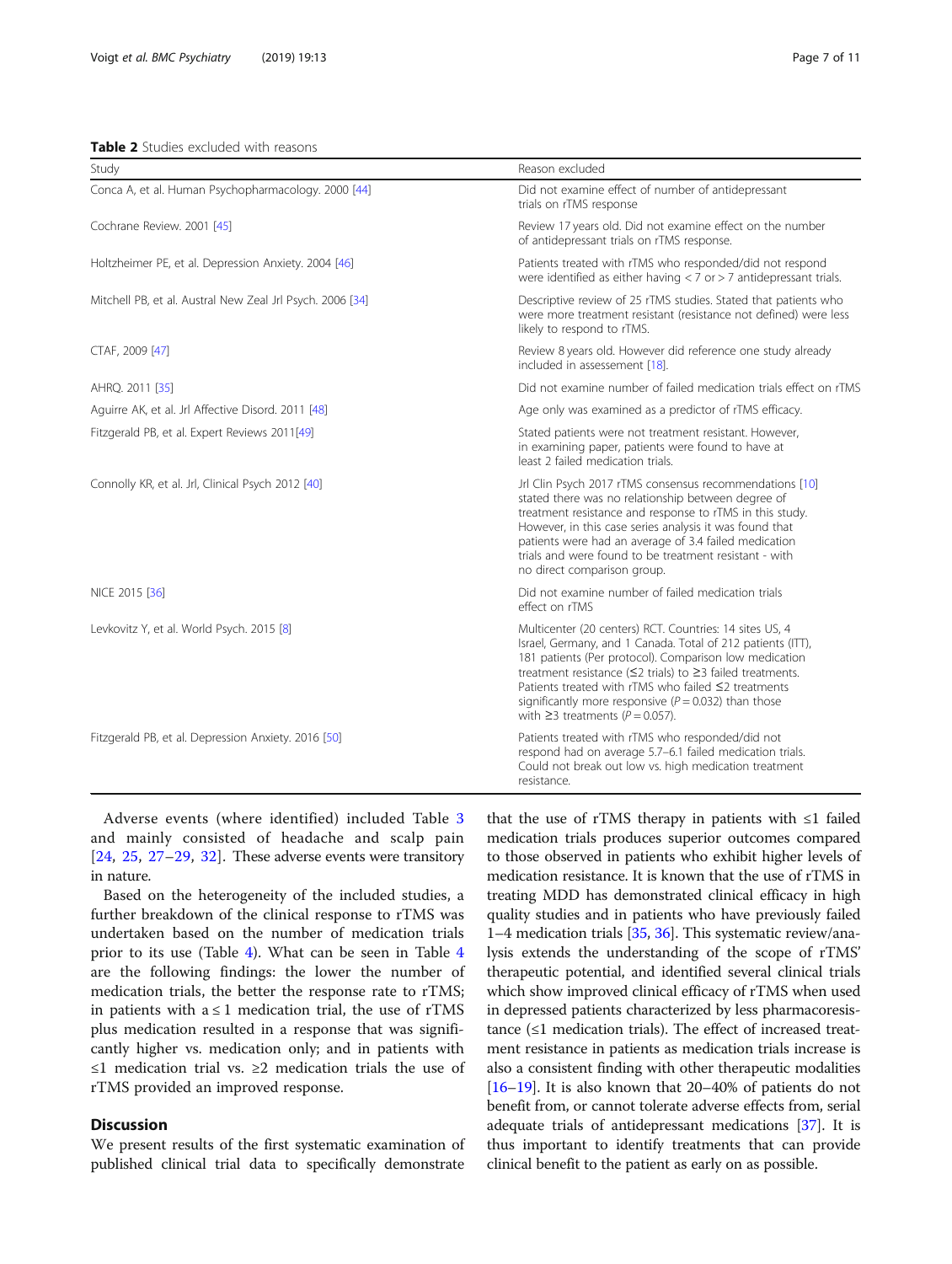**Table 2** Studies excluded with reasons

| Study | Reason excluded |
| --- | --- |
| Conca A, et al. Human Psychopharmacology. 2000 [44] | Did not examine effect of number of antidepressant trials on rTMS response |
| Cochrane Review. 2001 [45] | Review 17 years old. Did not examine effect on the number of antidepressant trials on rTMS response. |
| Holtzheimer PE, et al. Depression Anxiety. 2004 [46] | Patients treated with rTMS who responded/did not respond were identified as either having < 7 or > 7 antidepressant trials. |
| Mitchell PB, et al. Austral New Zeal Jrl Psych. 2006 [34] | Descriptive review of 25 rTMS studies. Stated that patients who were more treatment resistant (resistance not defined) were less likely to respond to rTMS. |
| CTAF, 2009 [47] | Review 8 years old. However did reference one study already included in assessement [18]. |
| AHRQ. 2011 [35] | Did not examine number of failed medication trials effect on rTMS |
| Aguirre AK, et al. Jrl Affective Disord. 2011 [48] | Age only was examined as a predictor of rTMS efficacy. |
| Fitzgerald PB, et al. Expert Reviews 2011[49] | Stated patients were not treatment resistant. However, in examining paper, patients were found to have at least 2 failed medication trials. |
| Connolly KR, et al. Jrl, Clinical Psych 2012 [40] | Jrl Clin Psych 2017 rTMS consensus recommendations [10] stated there was no relationship between degree of treatment resistance and response to rTMS in this study. However, in this case series analysis it was found that patients were had an average of 3.4 failed medication trials and were found to be treatment resistant - with no direct comparison group. |
| NICE 2015 [36] | Did not examine number of failed medication trials effect on rTMS |
| Levkovitz Y, et al. World Psych. 2015 [8] | Multicenter (20 centers) RCT. Countries: 14 sites US, 4 Israel, Germany, and 1 Canada. Total of 212 patients (ITT), 181 patients (Per protocol). Comparison low medication treatment resistance (≤2 trials) to ≥3 failed treatments. Patients treated with rTMS who failed ≤2 treatments significantly more responsive ($P = 0.032$) than those with ≥3 treatments ($P = 0.057$). |
| Fitzgerald PB, et al. Depression Anxiety. 2016 [50] | Patients treated with rTMS who responded/did not respond had on average 5.7–6.1 failed medication trials. Could not break out low vs. high medication treatment resistance. |

Adverse events (where identified) included Table 3 and mainly consisted of headache and scalp pain [24, 25, 27–29, 32]. These adverse events were transitory in nature.

Based on the heterogeneity of the included studies, a further breakdown of the clinical response to rTMS was undertaken based on the number of medication trials prior to its use (Table 4). What can be seen in Table 4 are the following findings: the lower the number of medication trials, the better the response rate to rTMS; in patients with a ≤ 1 medication trial, the use of rTMS plus medication resulted in a response that was significantly higher vs. medication only; and in patients with ≤1 medication trial vs. ≥2 medication trials the use of rTMS provided an improved response.

## Discussion

We present results of the first systematic examination of published clinical trial data to specifically demonstrate that the use of rTMS therapy in patients with ≤1 failed medication trials produces superior outcomes compared to those observed in patients who exhibit higher levels of medication resistance. It is known that the use of rTMS in treating MDD has demonstrated clinical efficacy in high quality studies and in patients who have previously failed 1–4 medication trials [35, 36]. This systematic review/analysis extends the understanding of the scope of rTMS' therapeutic potential, and identified several clinical trials which show improved clinical efficacy of rTMS when used in depressed patients characterized by less pharmacoresistance (≤1 medication trials). The effect of increased treatment resistance in patients as medication trials increase is also a consistent finding with other therapeutic modalities [16–19]. It is also known that 20–40% of patients do not benefit from, or cannot tolerate adverse effects from, serial adequate trials of antidepressant medications [37]. It is thus important to identify treatments that can provide clinical benefit to the patient as early on as possible.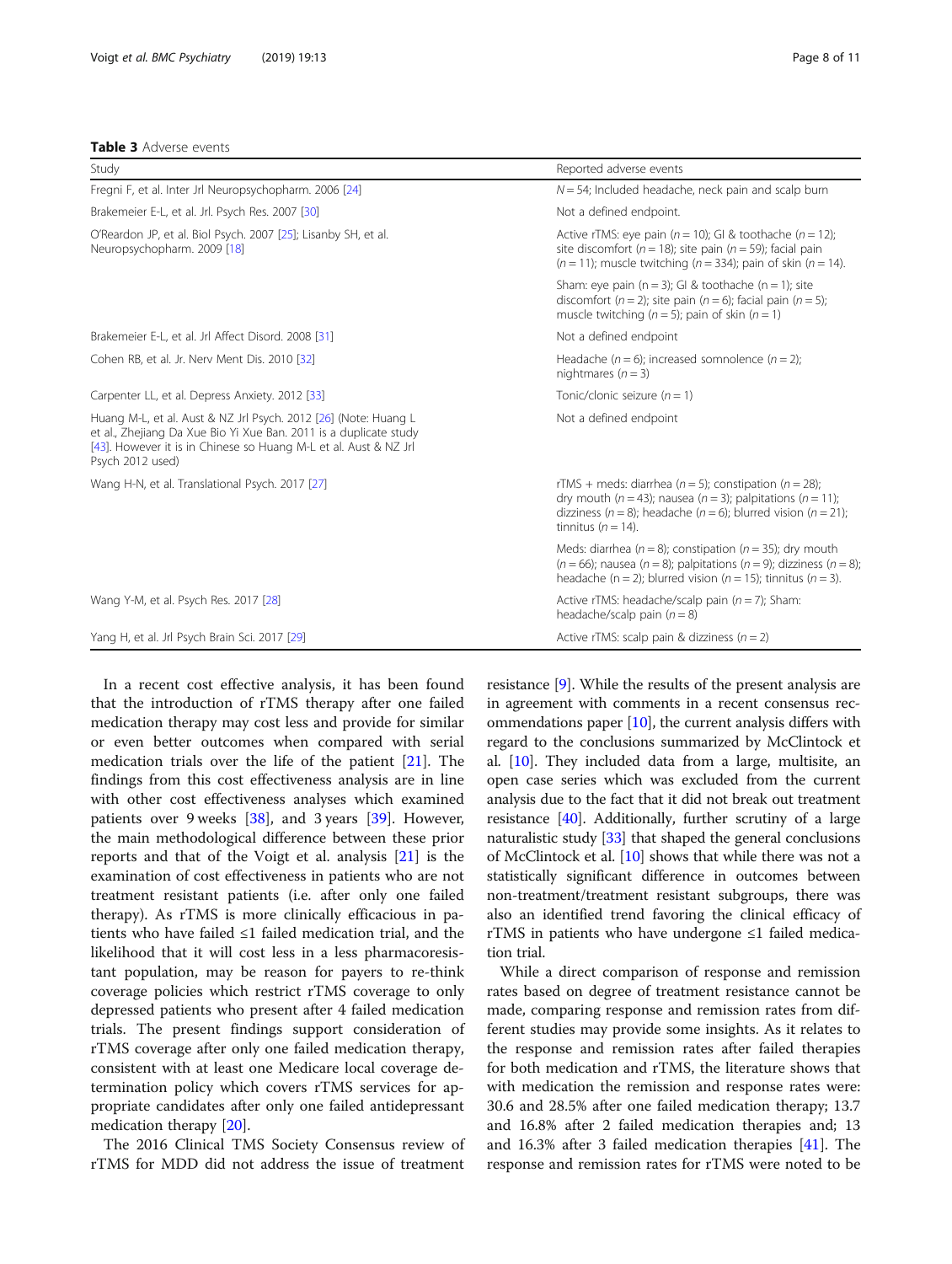**Table 3** Adverse events

| Study | Reported adverse events |
| --- | --- |
| Fregni F, et al. Inter Jrl Neuropsychopharm. 2006 [24] | N = 54; Included headache, neck pain and scalp burn |
| Brakemeier E-L, et al. Jrl. Psych Res. 2007 [30] | Not a defined endpoint. |
| O'Reardon JP, et al. Biol Psych. 2007 [25]; Lisanby SH, et al. Neuropsychopharm. 2009 [18] | Active rTMS: eye pain (n = 10); GI & toothache (n = 12); site discomfort (n = 18); site pain (n = 59); facial pain (n = 11); muscle twitching (n = 334); pain of skin (n = 14). |
| | Sham: eye pain (n = 3); GI & toothache (n = 1); site discomfort (n = 2); site pain (n = 6); facial pain (n = 5); muscle twitching (n = 5); pain of skin (n = 1) |
| Brakemeier E-L, et al. Jrl Affect Disord. 2008 [31] | Not a defined endpoint |
| Cohen RB, et al. Jr. Nerv Ment Dis. 2010 [32] | Headache (n = 6); increased somnolence (n = 2); nightmares (n = 3) |
| Carpenter LL, et al. Depress Anxiety. 2012 [33] | Tonic/clonic seizure (n = 1) |
| Huang M-L, et al. Aust & NZ Jrl Psych. 2012 [26] (Note: Huang L et al., Zhejiang Da Xue Bio Yi Xue Ban. 2011 is a duplicate study [43]. However it is in Chinese so Huang M-L et al. Aust & NZ Jrl Psych 2012 used) | Not a defined endpoint |
| Wang H-N, et al. Translational Psych. 2017 [27] | rTMS + meds: diarrhea (n = 5); constipation (n = 28); dry mouth (n = 43); nausea (n = 3); palpitations (n = 11); dizziness (n = 8); headache (n = 6); blurred vision (n = 21); tinnitus (n = 14). |
| | Meds: diarrhea (n = 8); constipation (n = 35); dry mouth (n = 66); nausea (n = 8); palpitations (n = 9); dizziness (n = 8); headache (n = 2); blurred vision (n = 15); tinnitus (n = 3). |
| Wang Y-M, et al. Psych Res. 2017 [28] | Active rTMS: headache/scalp pain (n = 7); Sham: headache/scalp pain (n = 8) |
| Yang H, et al. Jrl Psych Brain Sci. 2017 [29] | Active rTMS: scalp pain & dizziness (n = 2) |

In a recent cost effective analysis, it has been found that the introduction of rTMS therapy after one failed medication therapy may cost less and provide for similar or even better outcomes when compared with serial medication trials over the life of the patient [21]. The findings from this cost effectiveness analysis are in line with other cost effectiveness analyses which examined patients over 9 weeks [38], and 3 years [39]. However, the main methodological difference between these prior reports and that of the Voigt et al. analysis [21] is the examination of cost effectiveness in patients who are not treatment resistant patients (i.e. after only one failed therapy). As rTMS is more clinically efficacious in patients who have failed ≤1 failed medication trial, and the likelihood that it will cost less in a less pharmacoresistant population, may be reason for payers to re-think coverage policies which restrict rTMS coverage to only depressed patients who present after 4 failed medication trials. The present findings support consideration of rTMS coverage after only one failed medication therapy, consistent with at least one Medicare local coverage determination policy which covers rTMS services for appropriate candidates after only one failed antidepressant medication therapy [20].

The 2016 Clinical TMS Society Consensus review of rTMS for MDD did not address the issue of treatment resistance [9]. While the results of the present analysis are in agreement with comments in a recent consensus recommendations paper [10], the current analysis differs with regard to the conclusions summarized by McClintock et al. [10]. They included data from a large, multisite, an open case series which was excluded from the current analysis due to the fact that it did not break out treatment resistance [40]. Additionally, further scrutiny of a large naturalistic study [33] that shaped the general conclusions of McClintock et al. [10] shows that while there was not a statistically significant difference in outcomes between non-treatment/treatment resistant subgroups, there was also an identified trend favoring the clinical efficacy of rTMS in patients who have undergone ≤1 failed medication trial.

While a direct comparison of response and remission rates based on degree of treatment resistance cannot be made, comparing response and remission rates from different studies may provide some insights. As it relates to the response and remission rates after failed therapies for both medication and rTMS, the literature shows that with medication the remission and response rates were: 30.6 and 28.5% after one failed medication therapy; 13.7 and 16.8% after 2 failed medication therapies and; 13 and 16.3% after 3 failed medication therapies [41]. The response and remission rates for rTMS were noted to be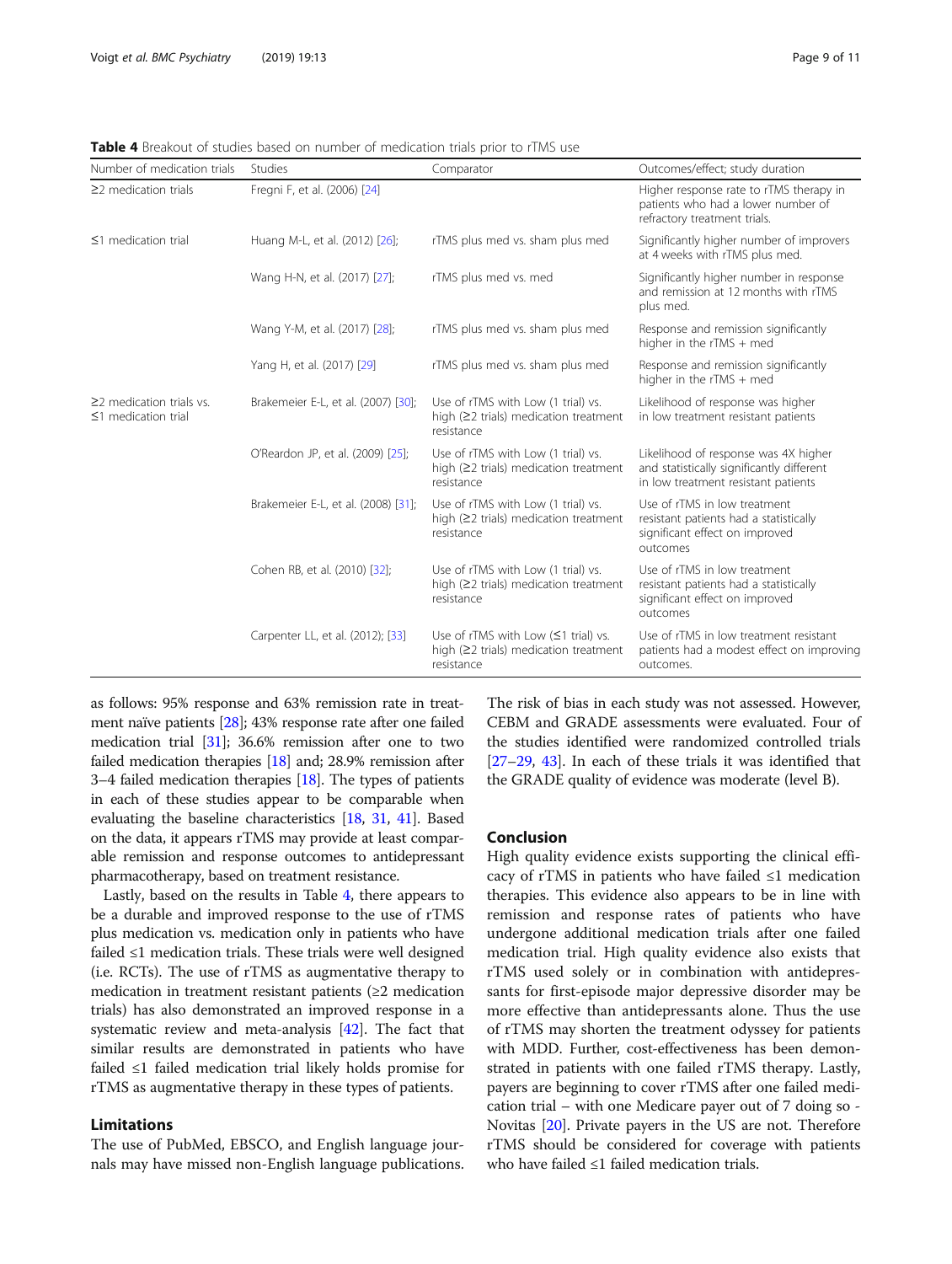**Table 4** Breakout of studies based on number of medication trials prior to rTMS use

| Number of medication trials | Studies | Comparator | Outcomes/effect; study duration |
|---|---|---|---|
| ≥2 medication trials | Fregni F, et al. (2006) [24] | | Higher response rate to rTMS therapy in patients who had a lower number of refractory treatment trials. |
| ≤1 medication trial | Huang M-L, et al. (2012) [26]; | rTMS plus med vs. sham plus med | Significantly higher number of improvers at 4 weeks with rTMS plus med. |
| | Wang H-N, et al. (2017) [27]; | rTMS plus med vs. med | Significantly higher number in response and remission at 12 months with rTMS plus med. |
| | Wang Y-M, et al. (2017) [28]; | rTMS plus med vs. sham plus med | Response and remission significantly higher in the rTMS + med |
| | Yang H, et al. (2017) [29] | rTMS plus med vs. sham plus med | Response and remission significantly higher in the rTMS + med |
| ≥2 medication trials vs. ≤1 medication trial | Brakemeier E-L, et al. (2007) [30]; | Use of rTMS with Low (1 trial) vs. high (≥2 trials) medication treatment resistance | Likelihood of response was higher in low treatment resistant patients |
| | O'Reardon JP, et al. (2009) [25]; | Use of rTMS with Low (1 trial) vs. high (≥2 trials) medication treatment resistance | Likelihood of response was 4X higher and statistically significantly different in low treatment resistant patients |
| | Brakemeier E-L, et al. (2008) [31]; | Use of rTMS with Low (1 trial) vs. high (≥2 trials) medication treatment resistance | Use of rTMS in low treatment resistant patients had a statistically significant effect on improved outcomes |
| | Cohen RB, et al. (2010) [32]; | Use of rTMS with Low (1 trial) vs. high (≥2 trials) medication treatment resistance | Use of rTMS in low treatment resistant patients had a statistically significant effect on improved outcomes |
| | Carpenter LL, et al. (2012); [33] | Use of rTMS with Low (≤1 trial) vs. high (≥2 trials) medication treatment resistance | Use of rTMS in low treatment resistant patients had a modest effect on improving outcomes. |

as follows: 95% response and 63% remission rate in treatment naïve patients [28]; 43% response rate after one failed medication trial [31]; 36.6% remission after one to two failed medication therapies [18] and; 28.9% remission after 3–4 failed medication therapies [18]. The types of patients in each of these studies appear to be comparable when evaluating the baseline characteristics [18, 31, 41]. Based on the data, it appears rTMS may provide at least comparable remission and response outcomes to antidepressant pharmacotherapy, based on treatment resistance.

Lastly, based on the results in Table 4, there appears to be a durable and improved response to the use of rTMS plus medication vs. medication only in patients who have failed ≤1 medication trials. These trials were well designed (i.e. RCTs). The use of rTMS as augmentative therapy to medication in treatment resistant patients (≥2 medication trials) has also demonstrated an improved response in a systematic review and meta-analysis [42]. The fact that similar results are demonstrated in patients who have failed ≤1 failed medication trial likely holds promise for rTMS as augmentative therapy in these types of patients.

## Limitations

The use of PubMed, EBSCO, and English language journals may have missed non-English language publications. The risk of bias in each study was not assessed. However, CEBM and GRADE assessments were evaluated. Four of the studies identified were randomized controlled trials [27–29, 43]. In each of these trials it was identified that the GRADE quality of evidence was moderate (level B).

## Conclusion

High quality evidence exists supporting the clinical efficacy of rTMS in patients who have failed ≤1 medication therapies. This evidence also appears to be in line with remission and response rates of patients who have undergone additional medication trials after one failed medication trial. High quality evidence also exists that rTMS used solely or in combination with antidepressants for first-episode major depressive disorder may be more effective than antidepressants alone. Thus the use of rTMS may shorten the treatment odyssey for patients with MDD. Further, cost-effectiveness has been demonstrated in patients with one failed rTMS therapy. Lastly, payers are beginning to cover rTMS after one failed medication trial – with one Medicare payer out of 7 doing so - Novitas [20]. Private payers in the US are not. Therefore rTMS should be considered for coverage with patients who have failed ≤1 failed medication trials.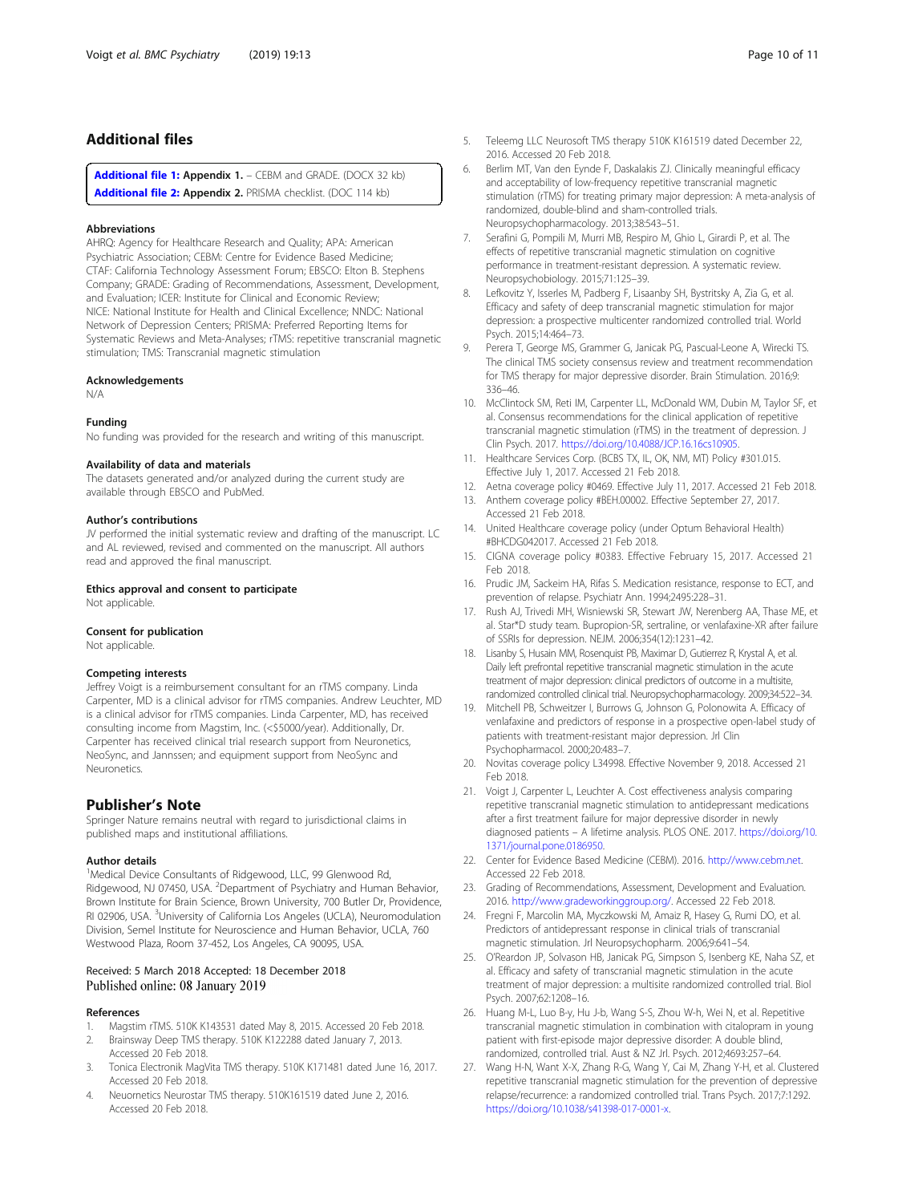## Additional files

**Additional file 1:** **Appendix 1.** – CEBM and GRADE. (DOCX 32 kb)

**Additional file 2:** **Appendix 2.** PRISMA checklist. (DOC 114 kb)

### Abbreviations

AHRQ: Agency for Healthcare Research and Quality; APA: American Psychiatric Association; CEBM: Centre for Evidence Based Medicine; CTAF: California Technology Assessment Forum; EBSCO: Elton B. Stephens Company; GRADE: Grading of Recommendations, Assessment, Development, and Evaluation; ICER: Institute for Clinical and Economic Review; NICE: National Institute for Health and Clinical Excellence; NNDC: National Network of Depression Centers; PRISMA: Preferred Reporting Items for Systematic Reviews and Meta-Analyses; rTMS: repetitive transcranial magnetic stimulation; TMS: Transcranial magnetic stimulation

### Acknowledgements

N/A

### Funding

No funding was provided for the research and writing of this manuscript.

### Availability of data and materials

The datasets generated and/or analyzed during the current study are available through EBSCO and PubMed.

### Author's contributions

JV performed the initial systematic review and drafting of the manuscript. LC and AL reviewed, revised and commented on the manuscript. All authors read and approved the final manuscript.

### Ethics approval and consent to participate

Not applicable.

### Consent for publication

Not applicable.

### Competing interests

Jeffrey Voigt is a reimbursement consultant for an rTMS company. Linda Carpenter, MD is a clinical advisor for rTMS companies. Andrew Leuchter, MD is a clinical advisor for rTMS companies. Linda Carpenter, MD, has received consulting income from Magstim, Inc. (<$5000/year). Additionally, Dr. Carpenter has received clinical trial research support from Neuronetics, NeoSync, and Jannssen; and equipment support from NeoSync and Neuronetics.

## Publisher's Note

Springer Nature remains neutral with regard to jurisdictional claims in published maps and institutional affiliations.

### Author details

[1]Medical Device Consultants of Ridgewood, LLC, 99 Glenwood Rd, Ridgewood, NJ 07450, USA. [2]Department of Psychiatry and Human Behavior, Brown Institute for Brain Science, Brown University, 700 Butler Dr, Providence, RI 02906, USA. [3]University of California Los Angeles (UCLA), Neuromodulation Division, Semel Institute for Neuroscience and Human Behavior, UCLA, 760 Westwood Plaza, Room 37-452, Los Angeles, CA 90095, USA.

Received: 5 March 2018 Accepted: 18 December 2018
Published online: 08 January 2019

### References

1. Magstim rTMS. 510K K143531 dated May 8, 2015. Accessed 20 Feb 2018.
2. Brainsway Deep TMS therapy. 510K K122288 dated January 7, 2013. Accessed 20 Feb 2018.
3. Tonica Electronik MagVita TMS therapy. 510K K171481 dated June 16, 2017. Accessed 20 Feb 2018.
4. Neuornetics Neurostar TMS therapy. 510K161519 dated June 2, 2016. Accessed 20 Feb 2018.
5. Teleemg LLC Neurosoft TMS therapy 510K K161519 dated December 22, 2016. Accessed 20 Feb 2018.
6. Berlim MT, Van den Eynde F, Daskalakis ZJ. Clinically meaningful efficacy and acceptability of low-frequency repetitive transcranial magnetic stimulation (rTMS) for treating primary major depression: A meta-analysis of randomized, double-blind and sham-controlled trials. Neuropsychopharmacology. 2013;38:543–51.
7. Serafini G, Pompili M, Murri MB, Respiro M, Ghio L, Girardi P, et al. The effects of repetitive transcranial magnetic stimulation on cognitive performance in treatment-resistant depression. A systematic review. Neuropsychobiology. 2015;71:125–39.
8. Lefkovitz Y, Isserles M, Padberg F, Lisaanby SH, Bystritsky A, Zia G, et al. Efficacy and safety of deep transcranial magnetic stimulation for major depression: a prospective multicenter randomized controlled trial. World Psych. 2015;14:464–73.
9. Perera T, George MS, Grammer G, Janicak PG, Pascual-Leone A, Wirecki TS. The clinical TMS society consensus review and treatment recommendation for TMS therapy for major depressive disorder. Brain Stimulation. 2016;9: 336–46.
10. McClintock SM, Reti IM, Carpenter LL, McDonald WM, Dubin M, Taylor SF, et al. Consensus recommendations for the clinical application of repetitive transcranial magnetic stimulation (rTMS) in the treatment of depression. J Clin Psych. 2017. https://doi.org/10.4088/JCP.16.16cs10905.
11. Healthcare Services Corp. (BCBS TX, IL, OK, NM, MT) Policy #301.015. Effective July 1, 2017. Accessed 21 Feb 2018.
12. Aetna coverage policy #0469. Effective July 11, 2017. Accessed 21 Feb 2018.
13. Anthem coverage policy #BEH.00002. Effective September 27, 2017. Accessed 21 Feb 2018.
14. United Healthcare coverage policy (under Optum Behavioral Health) #BHCDG042017. Accessed 21 Feb 2018.
15. CIGNA coverage policy #0383. Effective February 15, 2017. Accessed 21 Feb 2018.
16. Prudic JM, Sackeim HA, Rifas S. Medication resistance, response to ECT, and prevention of relapse. Psychiatr Ann. 1994;2495:228–31.
17. Rush AJ, Trivedi MH, Wisniewski SR, Stewart JW, Nerenberg AA, Thase ME, et al. Star*D study team. Bupropion-SR, sertraline, or venlafaxine-XR after failure of SSRIs for depression. NEJM. 2006;354(12):1231–42.
18. Lisanby S, Husain MM, Rosenquist PB, Maximar D, Gutierrez R, Krystal A, et al. Daily left prefrontal repetitive transcranial magnetic stimulation in the acute treatment of major depression: clinical predictors of outcome in a multisite, randomized controlled clinical trial. Neuropsychopharmacology. 2009;34:522–34.
19. Mitchell PB, Schweitzer I, Burrows G, Johnson G, Polonowita A. Efficacy of venlafaxine and predictors of response in a prospective open-label study of patients with treatment-resistant major depression. Jrl Clin Psychopharmacol. 2000;20:483–7.
20. Novitas coverage policy L34998. Effective November 9, 2018. Accessed 21 Feb 2018.
21. Voigt J, Carpenter L, Leuchter A. Cost effectiveness analysis comparing repetitive transcranial magnetic stimulation to antidepressant medications after a first treatment failure for major depressive disorder in newly diagnosed patients – A lifetime analysis. PLOS ONE. 2017. https://doi.org/10.1371/journal.pone.0186950.
22. Center for Evidence Based Medicine (CEBM). 2016. http://www.cebm.net. Accessed 22 Feb 2018.
23. Grading of Recommendations, Assessment, Development and Evaluation. 2016. http://www.gradeworkinggroup.org/. Accessed 22 Feb 2018.
24. Fregni F, Marcolin MA, Myczkowski M, Amaiz R, Hasey G, Rumi DO, et al. Predictors of antidepressant response in clinical trials of transcranial magnetic stimulation. Jrl Neuropsychopharm. 2006;9:641–54.
25. O'Reardon JP, Solvason HB, Janicak PG, Simpson S, Isenberg KE, Naha SZ, et al. Efficacy and safety of transcranial magnetic stimulation in the acute treatment of major depression: a multisite randomized controlled trial. Biol Psych. 2007;62:1208–16.
26. Huang M-L, Luo B-y, Hu J-b, Wang S-S, Zhou W-h, Wei N, et al. Repetitive transcranial magnetic stimulation in combination with citalopram in young patient with first-episode major depressive disorder: A double blind, randomized, controlled trial. Aust & NZ Jrl. Psych. 2012;4693:257–64.
27. Wang H-N, Want X-X, Zhang R-G, Wang Y, Cai M, Zhang Y-H, et al. Clustered repetitive transcranial magnetic stimulation for the prevention of depressive relapse/recurrence: a randomized controlled trial. Trans Psych. 2017;7:1292. https://doi.org/10.1038/s41398-017-0001-x.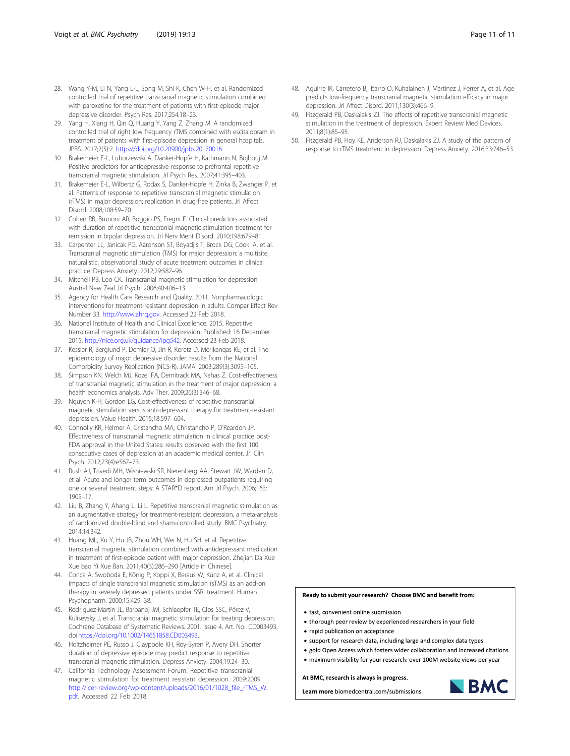28. Wang Y-M, Li N, Yang L-L, Song M, Shi K, Chen W-H, et al. Randomized controlled trial of repetitive transcranial magnetic stimulation combined with paroxetine for the treatment of patients with first-episode major depressive disorder. Psych Res. 2017;254:18–23.
29. Yang H, Xiang H, Qin Q, Huang Y, Huang Z, Zhang M. A randomized controlled trial of right low frequency rTMS combined with escitalopram in treatment of patients with first-episode depression in general hospitals. JPBS. 2017;2(5):2. https://doi.org/10.20900/jpbs.20170016.
30. Brakemeier E-L, Luborzewski A, Danker-Hopfe H, Kathmann N, Bojbouj M. Positive predictors for antidepressive response to prefrontal repetitive transcranial magnetic stimulation. Jrl Psych Res. 2007;41:395–403.
31. Brakemeier E-L, Wilbertz G, Rodax S, Danker-Hopfe H, Zinka B, Zwanger P, et al. Patterns of response to repetitive transcranial magnetic stimulation (rTMS) in major depression: replication in drug-free patients. Jrl Affect Disord. 2008;108:59–70.
32. Cohen RB, Brunoni AR, Boggio PS, Fregni F. Clinical predictors associated with duration of repetitive transcranial magnetic stimulation treatment for remission in bipolar depression. Jrl Nerv Ment Disord. 2010;198:679–81.
33. Carpenter LL, Janicak PG, Aaronson ST, Boyadjis T, Brock DG, Cook IA, et al. Transcranial magnetic stimulation (TMS) for major depression: a multisite, naturalistic, observational study of acute treatment outcomes in clinical practice. Depress Anxiety. 2012;29:587–96.
34. Mitchell PB, Loo CK. Transcranial magnetic stimulation for depression. Austral New Zeal Jrl Psych. 2006;40:406–13.
35. Agency for Health Care Research and Quality. 2011. Nonpharmacologic interventions for treatment-resistant depression in adults. Compar Effect Rev Number 33. http://www.ahrq.gov. Accessed 22 Feb 2018.
36. National Institute of Health and Clinical Excellence. 2015. Repetitive transcranial magnetic stimulation for depression. Published: 16 December 2015. http://nice.org.uk/guidance/ipg542. Accessed 23 Feb 2018.
37. Kessler R, Berglund P, Demler O, Jin R, Koretz D, Merikangas KE, et al. The epidemiology of major depressive disorder: results from the National Comorbidity Survey Replication (NCS-R). JAMA. 2003;289(3):3095–105.
38. Simpson KN, Welch MJ, Kozel FA, Demitrack MA, Nahas Z. Cost-effectiveness of transcranial magnetic stimulation in the treatment of major depression: a health economics analysis. Adv Ther. 2009;26(3):346–68.
39. Nguyen K-H, Gordon LG. Cost-effectiveness of repetitive transcranial magnetic stimulation versus anti-depressant therapy for treatment-resistant depression. Value Health. 2015;18:597–604.
40. Connolly KR, Helmer A, Cristancho MA, Christancho P, O'Reardon JP. Effectiveness of transcranial magnetic stimulation in clinical practice post-FDA approval in the United States: results observed with the first 100 consecutive cases of depression at an academic medical center. Jrl Clin Psych. 2012;73(4):e567–73.
41. Rush AJ, Trivedi MH, Wisniewski SR, Nierenberg AA, Stewart JW, Warden D, et al. Acute and longer term outcomes in depressed outpatients requiring one or several treatment steps: A STAR*D report. Am Jrl Psych. 2006;163:1905–17.
42. Liu B, Zhang Y, Ahang L, Li L. Repetitive transcranial magnetic stimulation as an augmentative strategy for treatment-resistant depression, a meta-analysis of randomized double-blind and sham-controlled study. BMC Psychiatry. 2014;14:342.
43. Huang ML, Xu Y, Hu JB, Zhou WH, Wei N, Hu SH, et al. Repetitive transcranial magnetic stimulation combined with antidepressant medication in treatment of first-episode patient with major depression. Zhejiang Da Xue Xue bao Yi Xue Ban. 2011;40(3):286–290 [Article in Chinese].
44. Conca A, Swoboda E, König P, Koppi X, Beraus W, Künz A, et al. Clinical impacts of single transcranial magnetic stimulation (sTMS) as an add-on therapy in severely depressed patients under SSRI treatment. Human Psychopharm. 2000;15:429–38.
45. Rodriguez-Martin JL, Barbanoj JM, Schlaepfer TE, Clos SSC, Pérez V, Kulisevsky J, et al. Transcranial magnetic stimulation for treating depression. Cochrane Database of Systematic Reviews. 2001. Issue 4. Art. No.: CD003493. doi:https://doi.org/10.1002/14651858.CD003493.
46. Holtzheimer PE, Russo J, Claypoole KH, Roy-Byren P, Avery DH. Shorter duration of depressive episode may predict response to repetitive transcranial magnetic stimulation. Depress Anxiety. 2004;19:24–30.
47. California Technology Assessment Forum. Repetitive transcranial magnetic stimulation for treatment resistant depression. 2009:2009 http://icer-review.org/wp-content/uploads/2016/01/1028_file_rTMS_W.pdf. Accessed 22 Feb 2018.
48. Aguirre IK, Carretero B, Ibarro O, Kuhalainen J, Martinez J, Ferrer A, et al. Age predicts low-frequency transcranial magnetic stimulation efficacy in major depression. Jrl Affect Disord. 2011;130(3):466–9.
49. Fitzgerald PB, Daskalakis ZJ. The effects of repetitive transcranial magnetic stimulation in the treatment of depression. Expert Review Med Devices. 2011;8(1):85–95.
50. Fitzgerald PB, Hoy KE, Anderson RJ, Daskalakis ZJ. A study of the pattern of response to rTMS treatment in depression. Depress Anxiety. 2016;33:746–53.

**Ready to submit your research? Choose BMC and benefit from:**

- fast, convenient online submission
- thorough peer review by experienced researchers in your field
- rapid publication on acceptance
- support for research data, including large and complex data types
- gold Open Access which fosters wider collaboration and increased citations
- maximum visibility for your research: over 100M website views per year

**At BMC, research is always in progress.**

**Learn more** biomedcentral.com/submissions

BMC